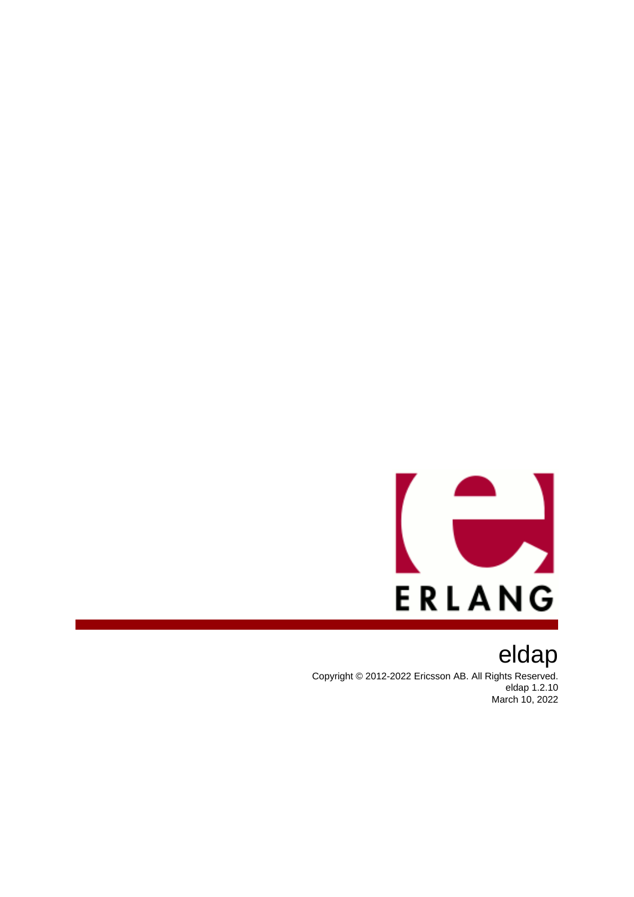# eldap

Copyright © 2012-2022 Ericsson AB. All Rights Reserved.
eldap 1.2.10
March 10, 2022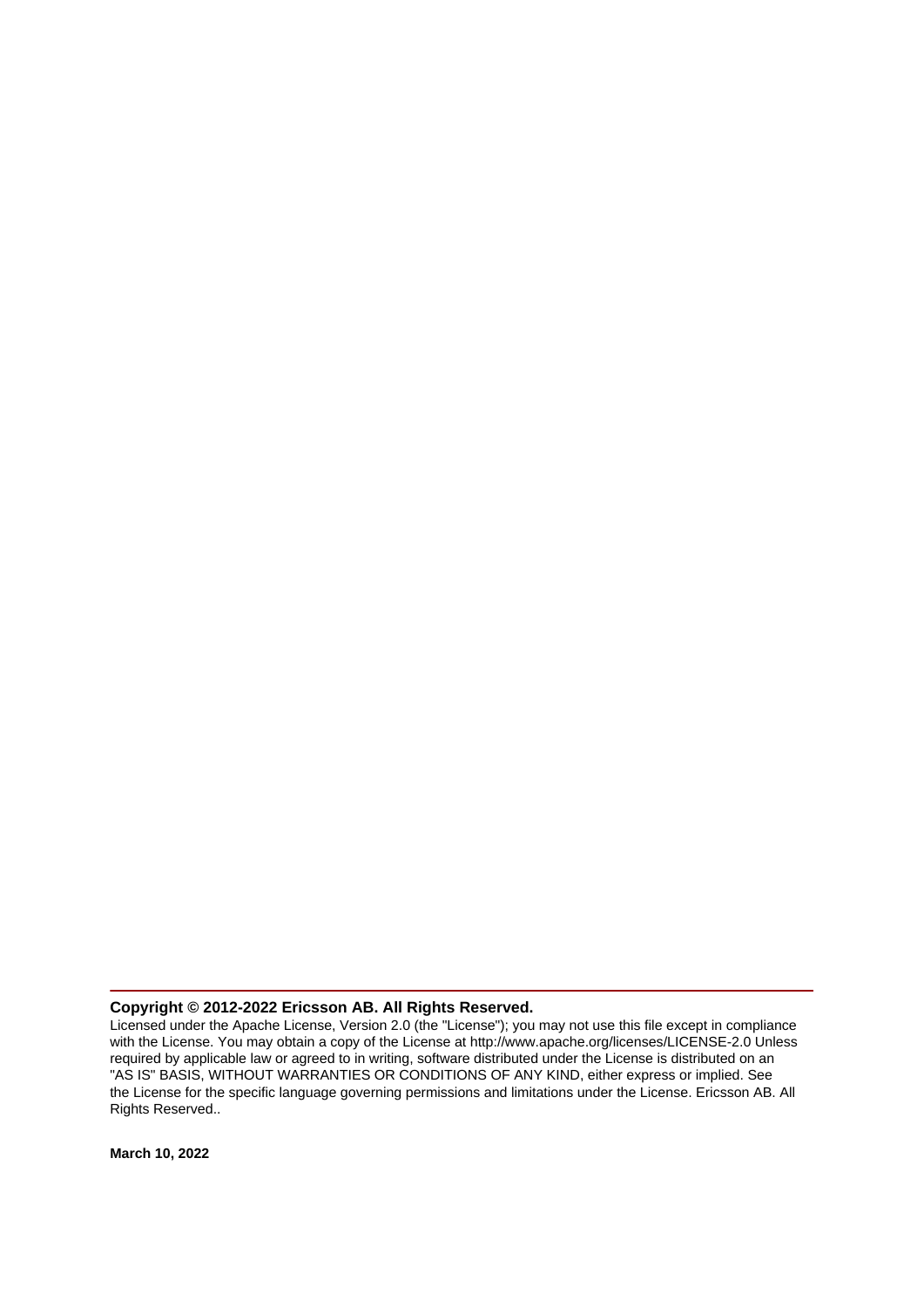**Copyright © 2012-2022 Ericsson AB. All Rights Reserved.**

Licensed under the Apache License, Version 2.0 (the "License"); you may not use this file except in compliance with the License. You may obtain a copy of the License at http://www.apache.org/licenses/LICENSE-2.0 Unless required by applicable law or agreed to in writing, software distributed under the License is distributed on an "AS IS" BASIS, WITHOUT WARRANTIES OR CONDITIONS OF ANY KIND, either express or implied. See the License for the specific language governing permissions and limitations under the License. Ericsson AB. All Rights Reserved..

**March 10, 2022**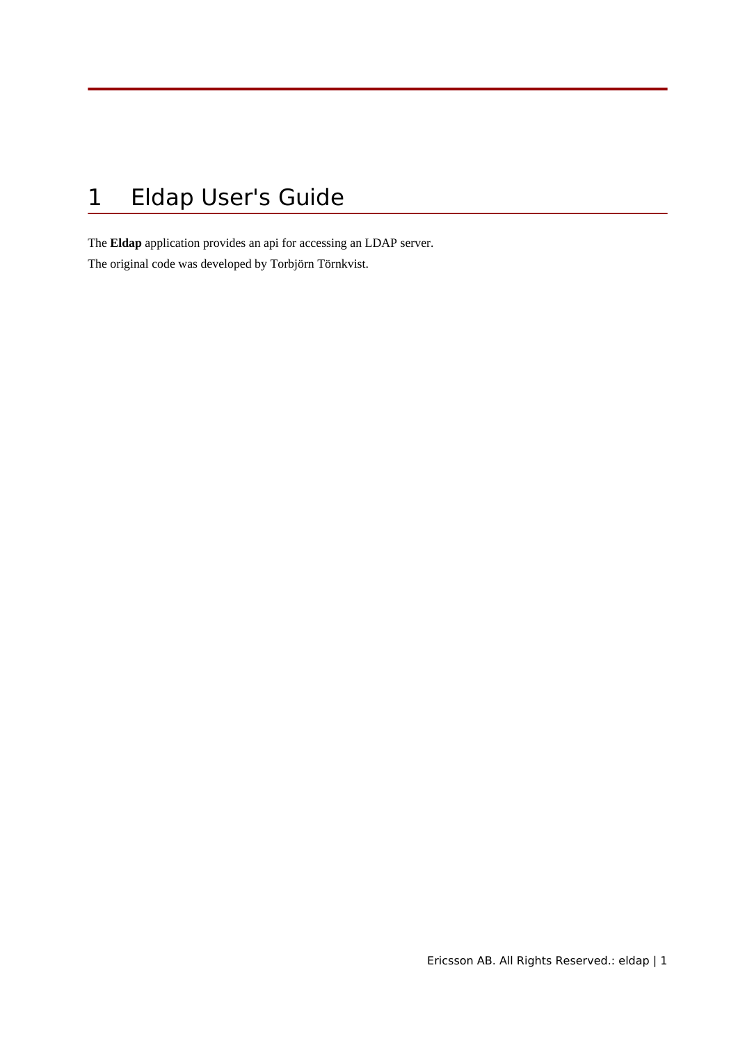# 1 Eldap User's Guide

The **Eldap** application provides an api for accessing an LDAP server.

The original code was developed by Torbjörn Törnkvist.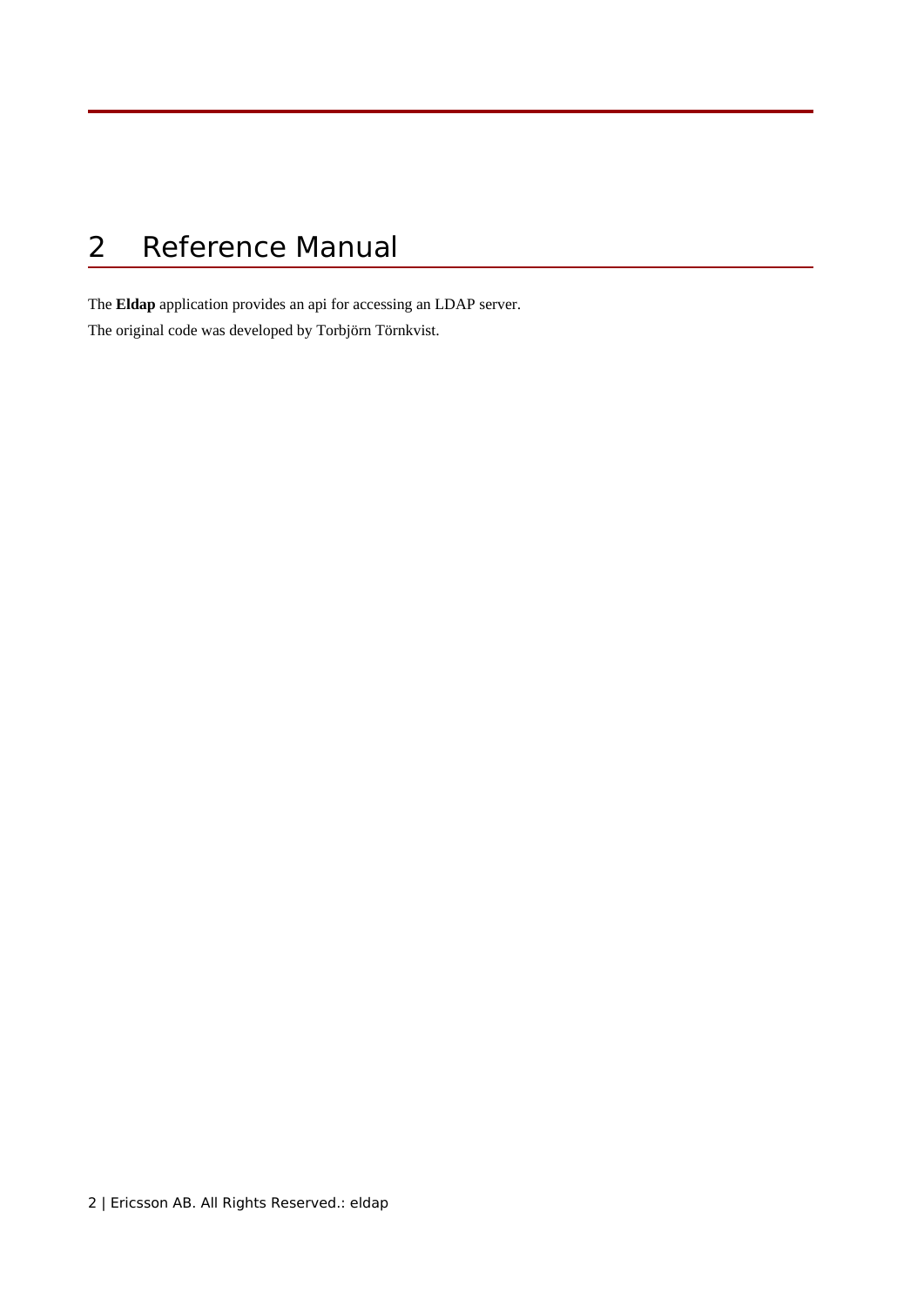# 2 Reference Manual

The **Eldap** application provides an api for accessing an LDAP server.

The original code was developed by Torbjörn Törnkvist.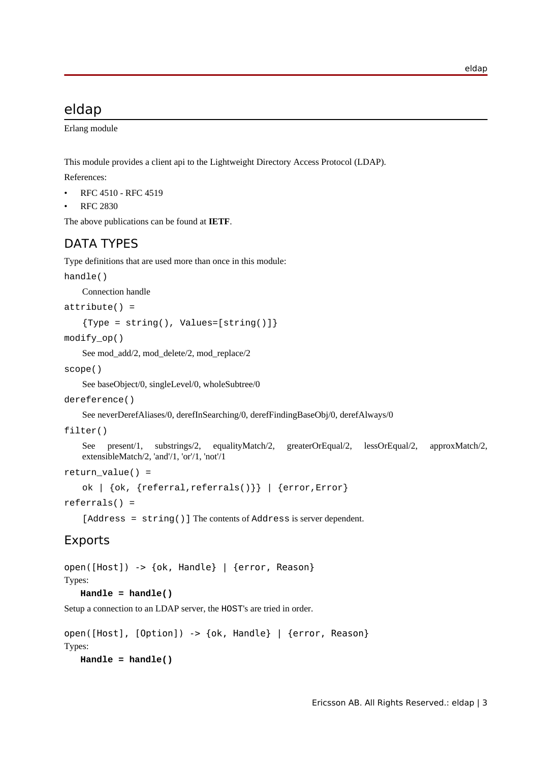# eldap

Erlang module

This module provides a client api to the Lightweight Directory Access Protocol (LDAP).

References:

- RFC 4510 - RFC 4519
- RFC 2830

The above publications can be found at **IETF**.

## DATA TYPES

Type definitions that are used more than once in this module:

`handle()`

Connection handle

`attribute() =`

`{Type = string(), Values=[string()]}`

`modify_op()`

See mod_add/2, mod_delete/2, mod_replace/2

`scope()`

See baseObject/0, singleLevel/0, wholeSubtree/0

`dereference()`

See neverDerefAliases/0, derefInSearching/0, derefFindingBaseObj/0, derefAlways/0

`filter()`

See present/1, substrings/2, equalityMatch/2, greaterOrEqual/2, lessOrEqual/2, approxMatch/2, extensibleMatch/2, 'and'/1, 'or'/1, 'not'/1

`return_value() =`

`ok | {ok, {referral,referrals()}} | {error,Error}`

`referrals() =`

`[Address = string()]` The contents of `Address` is server dependent.

## Exports

```
open([Host]) -> {ok, Handle} | {error, Reason}
```

Types:

**`Handle = handle()`**

Setup a connection to an LDAP server, the `HOST`'s are tried in order.

```
open([Host], [Option]) -> {ok, Handle} | {error, Reason}
```

Types:

**`Handle = handle()`**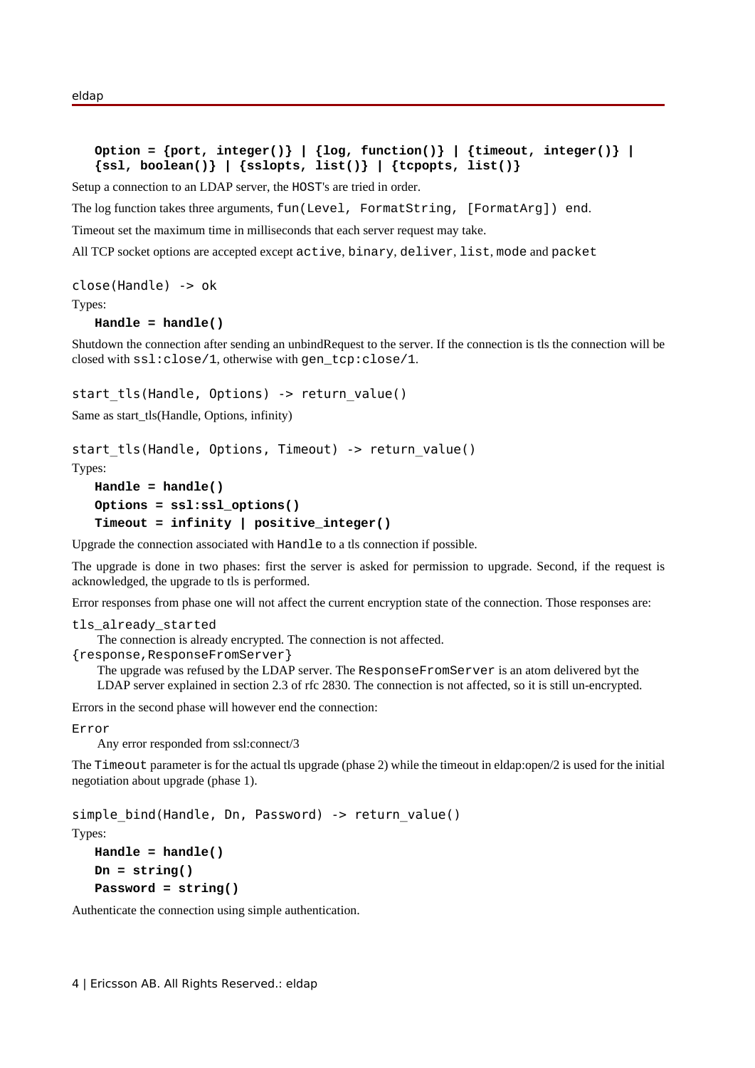**Option = {port, integer()} | {log, function()} | {timeout, integer()} | {ssl, boolean()} | {sslopts, list()} | {tcpopts, list()}**

Setup a connection to an LDAP server, the `HOST`'s are tried in order.

The log function takes three arguments, `fun(Level, FormatString, [FormatArg]) end`.

Timeout set the maximum time in milliseconds that each server request may take.

All TCP socket options are accepted except `active`, `binary`, `deliver`, `list`, `mode` and `packet`

```
close(Handle) -> ok
```

Types:

**Handle = handle()**

Shutdown the connection after sending an unbindRequest to the server. If the connection is tls the connection will be closed with `ssl:close/1`, otherwise with `gen_tcp:close/1`.

```
start_tls(Handle, Options) -> return_value()
```

Same as start_tls(Handle, Options, infinity)

```
start_tls(Handle, Options, Timeout) -> return_value()
```

Types:

**Handle = handle()**

**Options = ssl:ssl_options()**

**Timeout = infinity | positive_integer()**

Upgrade the connection associated with `Handle` to a tls connection if possible.

The upgrade is done in two phases: first the server is asked for permission to upgrade. Second, if the request is acknowledged, the upgrade to tls is performed.

Error responses from phase one will not affect the current encryption state of the connection. Those responses are:

`tls_already_started`
: The connection is already encrypted. The connection is not affected.

`{response,ResponseFromServer}`
: The upgrade was refused by the LDAP server. The `ResponseFromServer` is an atom delivered byt the LDAP server explained in section 2.3 of rfc 2830. The connection is not affected, so it is still un-encrypted.

Errors in the second phase will however end the connection:

`Error`
: Any error responded from ssl:connect/3

The `Timeout` parameter is for the actual tls upgrade (phase 2) while the timeout in eldap:open/2 is used for the initial negotiation about upgrade (phase 1).

```
simple_bind(Handle, Dn, Password) -> return_value()
```

Types:

**Handle = handle()**

**Dn = string()**

**Password = string()**

Authenticate the connection using simple authentication.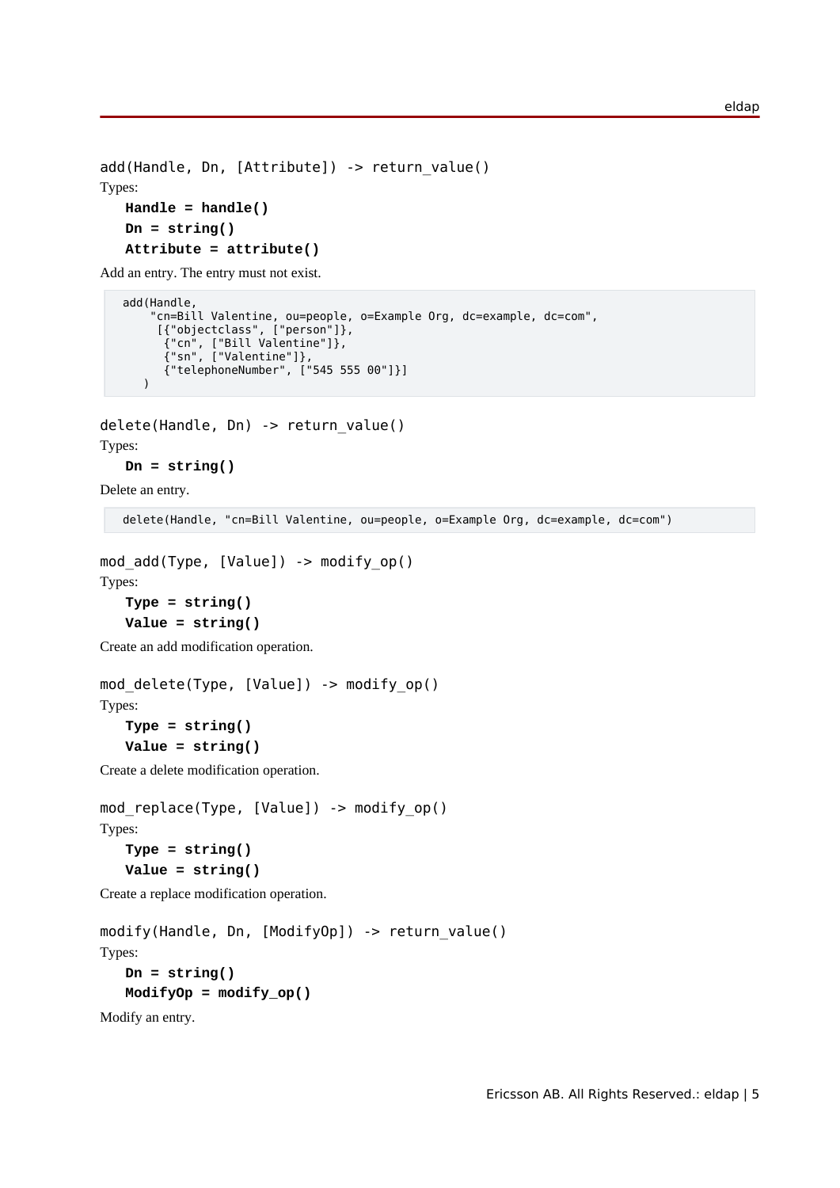```
add(Handle, Dn, [Attribute]) -> return_value()
```

Types:

**Handle = handle()**
**Dn = string()**
**Attribute = attribute()**

Add an entry. The entry must not exist.

```
add(Handle,
    "cn=Bill Valentine, ou=people, o=Example Org, dc=example, dc=com",
     [{"objectclass", ["person"]},
      {"cn", ["Bill Valentine"]},
      {"sn", ["Valentine"]},
      {"telephoneNumber", ["545 555 00"]}]
   )
```

```
delete(Handle, Dn) -> return_value()
```

Types:

**Dn = string()**

Delete an entry.

```
delete(Handle, "cn=Bill Valentine, ou=people, o=Example Org, dc=example, dc=com")
```

```
mod_add(Type, [Value]) -> modify_op()
```

Types:

**Type = string()**
**Value = string()**

Create an add modification operation.

```
mod_delete(Type, [Value]) -> modify_op()
```

Types:

**Type = string()**
**Value = string()**

Create a delete modification operation.

```
mod_replace(Type, [Value]) -> modify_op()
```

Types:

**Type = string()**
**Value = string()**

Create a replace modification operation.

```
modify(Handle, Dn, [ModifyOp]) -> return_value()
```

Types:

**Dn = string()**
**ModifyOp = modify_op()**

Modify an entry.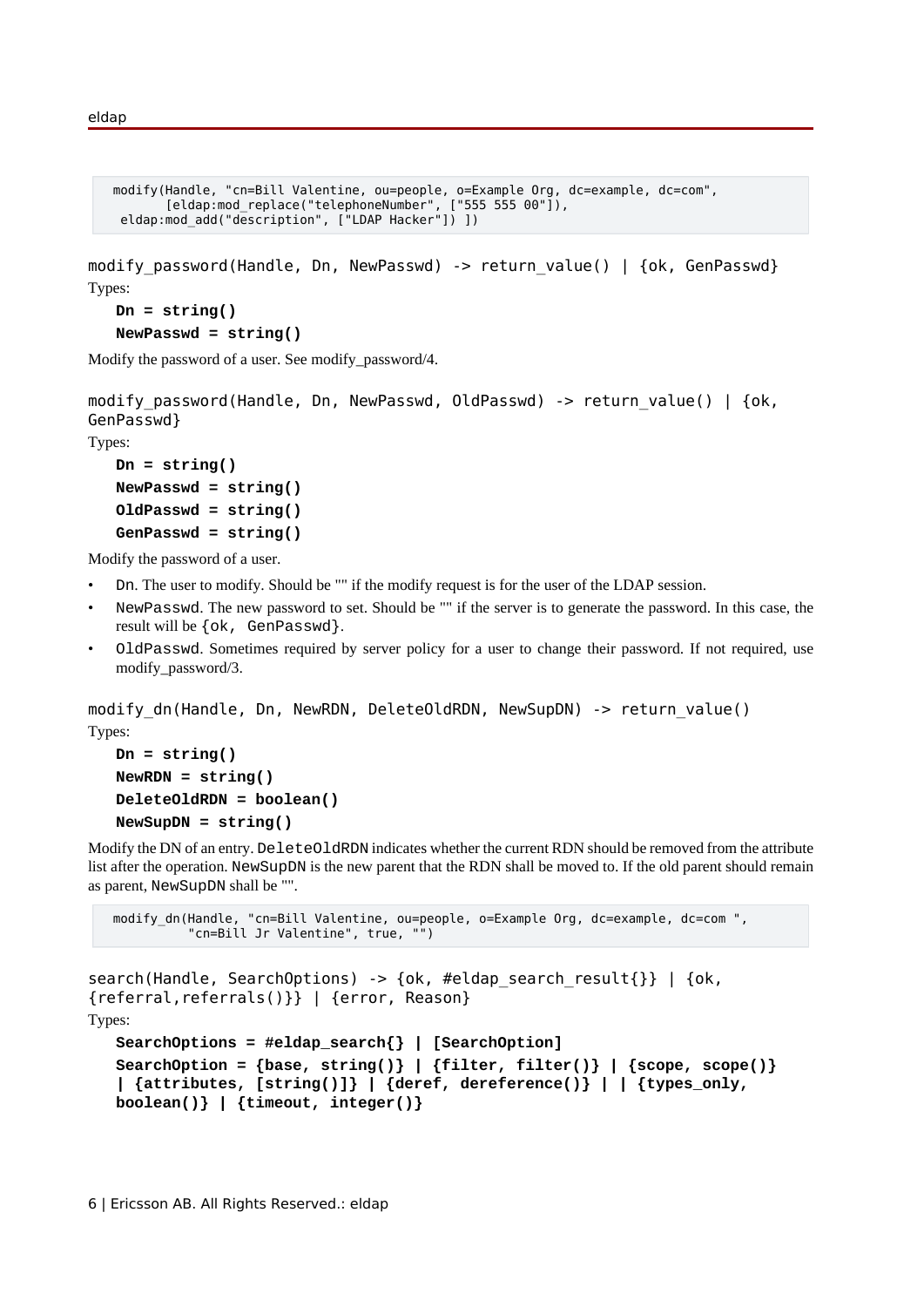```
modify(Handle, "cn=Bill Valentine, ou=people, o=Example Org, dc=example, dc=com",
       [eldap:mod_replace("telephoneNumber", ["555 555 00"]),
 eldap:mod_add("description", ["LDAP Hacker"]) ])
```

```
modify_password(Handle, Dn, NewPasswd) -> return_value() | {ok, GenPasswd}
```

Types:

**Dn = string()**
**NewPasswd = string()**

Modify the password of a user. See modify_password/4.

```
modify_password(Handle, Dn, NewPasswd, OldPasswd) -> return_value() | {ok, GenPasswd}
```

Types:

**Dn = string()**
**NewPasswd = string()**
**OldPasswd = string()**
**GenPasswd = string()**

Modify the password of a user.

- `Dn`. The user to modify. Should be "" if the modify request is for the user of the LDAP session.
- `NewPasswd`. The new password to set. Should be "" if the server is to generate the password. In this case, the result will be `{ok, GenPasswd}`.
- `OldPasswd`. Sometimes required by server policy for a user to change their password. If not required, use modify_password/3.

```
modify_dn(Handle, Dn, NewRDN, DeleteOldRDN, NewSupDN) -> return_value()
```

Types:

**Dn = string()**
**NewRDN = string()**
**DeleteOldRDN = boolean()**
**NewSupDN = string()**

Modify the DN of an entry. `DeleteOldRDN` indicates whether the current RDN should be removed from the attribute list after the operation. `NewSupDN` is the new parent that the RDN shall be moved to. If the old parent should remain as parent, `NewSupDN` shall be "".

```
modify_dn(Handle, "cn=Bill Valentine, ou=people, o=Example Org, dc=example, dc=com ",
          "cn=Bill Jr Valentine", true, "")
```

```
search(Handle, SearchOptions) -> {ok, #eldap_search_result{}} | {ok, {referral,referrals()}} | {error, Reason}
```

Types:

**SearchOptions = #eldap_search{} | [SearchOption]**
**SearchOption = {base, string()} | {filter, filter()} | {scope, scope()} | {attributes, [string()]} | {deref, dereference()} | | {types_only, boolean()} | {timeout, integer()}**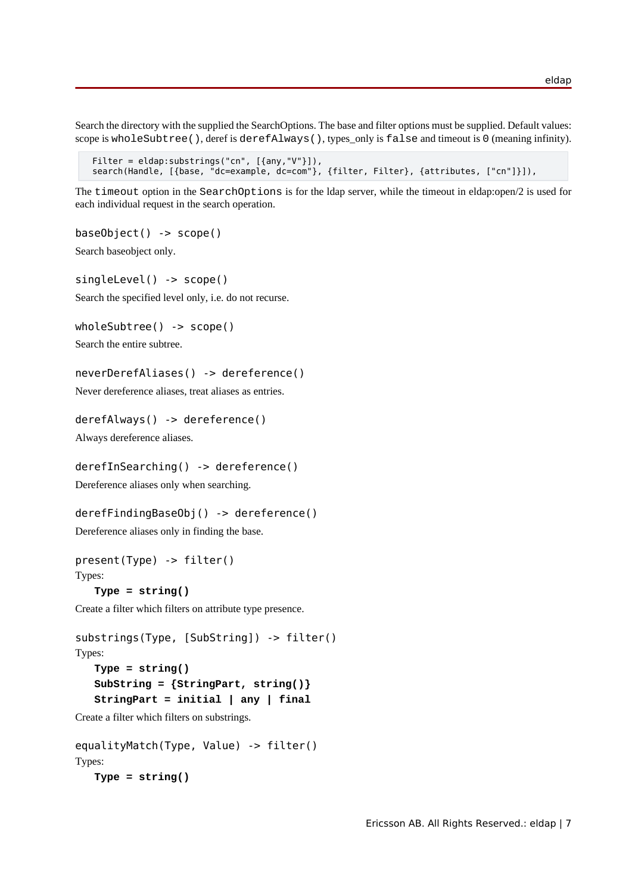Search the directory with the supplied the SearchOptions. The base and filter options must be supplied. Default values: scope is `wholeSubtree()`, deref is `derefAlways()`, types_only is `false` and timeout is `0` (meaning infinity).

```
Filter = eldap:substrings("cn", [{any,"V"}]),
search(Handle, [{base, "dc=example, dc=com"}, {filter, Filter}, {attributes, ["cn"]}]),
```

The `timeout` option in the `SearchOptions` is for the ldap server, while the timeout in eldap:open/2 is used for each individual request in the search operation.

```
baseObject() -> scope()
```

Search baseobject only.

```
singleLevel() -> scope()
```

Search the specified level only, i.e. do not recurse.

```
wholeSubtree() -> scope()
```

Search the entire subtree.

```
neverDerefAliases() -> dereference()
```

Never dereference aliases, treat aliases as entries.

```
derefAlways() -> dereference()
```

Always dereference aliases.

```
derefInSearching() -> dereference()
```

Dereference aliases only when searching.

```
derefFindingBaseObj() -> dereference()
```

Dereference aliases only in finding the base.

```
present(Type) -> filter()
```

Types:

**Type = string()**

Create a filter which filters on attribute type presence.

```
substrings(Type, [SubString]) -> filter()
```

Types:

**Type = string()**
**SubString = {StringPart, string()}**
**StringPart = initial | any | final**

Create a filter which filters on substrings.

```
equalityMatch(Type, Value) -> filter()
```

Types:

**Type = string()**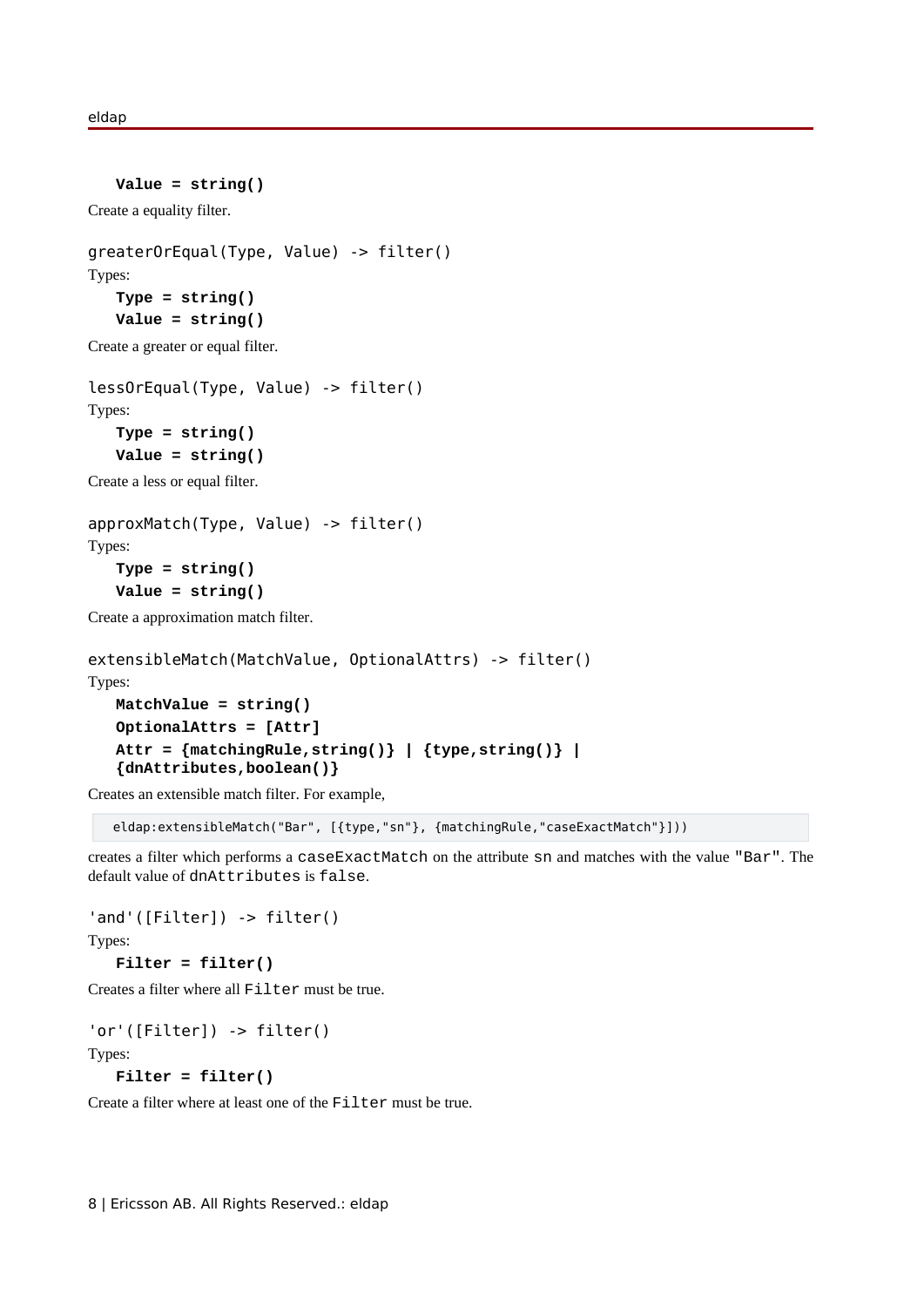**Value = string()**

Create a equality filter.

```
greaterOrEqual(Type, Value) -> filter()
```

Types:

**Type = string()**
**Value = string()**

Create a greater or equal filter.

```
lessOrEqual(Type, Value) -> filter()
```

Types:

**Type = string()**
**Value = string()**

Create a less or equal filter.

```
approxMatch(Type, Value) -> filter()
```

Types:

**Type = string()**
**Value = string()**

Create a approximation match filter.

```
extensibleMatch(MatchValue, OptionalAttrs) -> filter()
```

Types:

**MatchValue = string()**
**OptionalAttrs = [Attr]**
**Attr = {matchingRule,string()} | {type,string()} | {dnAttributes,boolean()}**

Creates an extensible match filter. For example,

```
eldap:extensibleMatch("Bar", [{type,"sn"}, {matchingRule,"caseExactMatch"}]))
```

creates a filter which performs a `caseExactMatch` on the attribute `sn` and matches with the value `"Bar"`. The default value of `dnAttributes` is `false`.

```
'and'([Filter]) -> filter()
```

Types:

**Filter = filter()**

Creates a filter where all `Filter` must be true.

```
'or'([Filter]) -> filter()
```

Types:

**Filter = filter()**

Create a filter where at least one of the `Filter` must be true.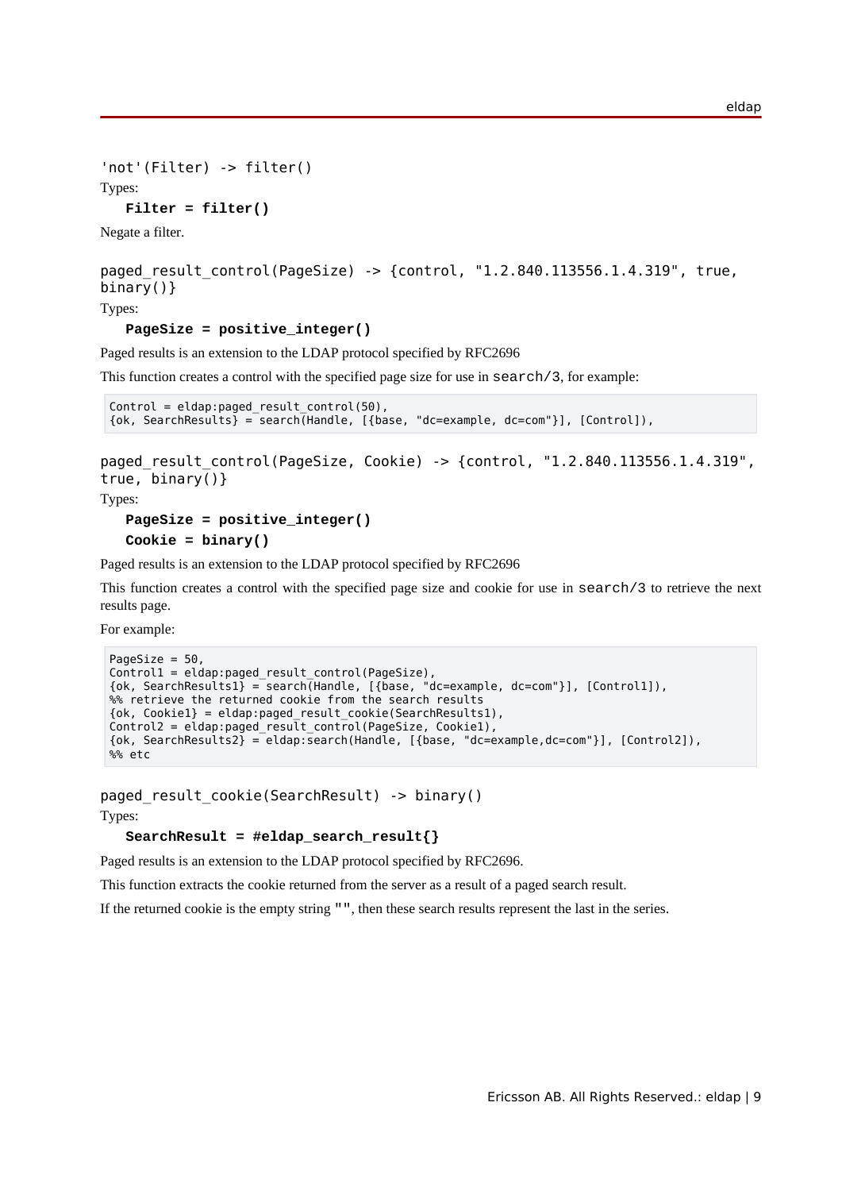'not'(Filter) -> filter()

Types:

**Filter = filter()**

Negate a filter.

paged_result_control(PageSize) -> {control, "1.2.840.113556.1.4.319", true, binary()}

Types:

**PageSize = positive_integer()**

Paged results is an extension to the LDAP protocol specified by RFC2696

This function creates a control with the specified page size for use in `search/3`, for example:

```
Control = eldap:paged_result_control(50),
{ok, SearchResults} = search(Handle, [{base, "dc=example, dc=com"}], [Control]),
```

paged_result_control(PageSize, Cookie) -> {control, "1.2.840.113556.1.4.319", true, binary()}

Types:

**PageSize = positive_integer()**

**Cookie = binary()**

Paged results is an extension to the LDAP protocol specified by RFC2696

This function creates a control with the specified page size and cookie for use in `search/3` to retrieve the next results page.

For example:

```
PageSize = 50,
Control1 = eldap:paged_result_control(PageSize),
{ok, SearchResults1} = search(Handle, [{base, "dc=example, dc=com"}], [Control1]),
%% retrieve the returned cookie from the search results
{ok, Cookie1} = eldap:paged_result_cookie(SearchResults1),
Control2 = eldap:paged_result_control(PageSize, Cookie1),
{ok, SearchResults2} = eldap:search(Handle, [{base, "dc=example,dc=com"}], [Control2]),
%% etc
```

paged_result_cookie(SearchResult) -> binary()

Types:

**SearchResult = #eldap_search_result{}**

Paged results is an extension to the LDAP protocol specified by RFC2696.

This function extracts the cookie returned from the server as a result of a paged search result.

If the returned cookie is the empty string `""`, then these search results represent the last in the series.